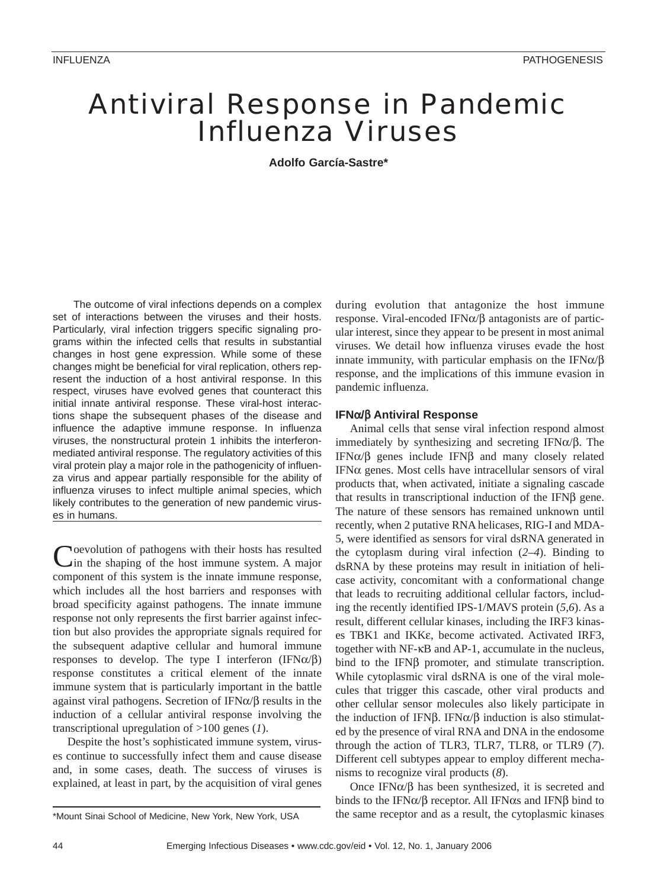# Antiviral Response in Pandemic Influenza Viruses

**Adolfo García-Sastre***

The outcome of viral infections depends on a complex set of interactions between the viruses and their hosts. Particularly, viral infection triggers specific signaling programs within the infected cells that results in substantial changes in host gene expression. While some of these changes might be beneficial for viral replication, others represent the induction of a host antiviral response. In this respect, viruses have evolved genes that counteract this initial innate antiviral response. These viral-host interactions shape the subsequent phases of the disease and influence the adaptive immune response. In influenza viruses, the nonstructural protein 1 inhibits the interferon-mediated antiviral response. The regulatory activities of this viral protein play a major role in the pathogenicity of influenza virus and appear partially responsible for the ability of influenza viruses to infect multiple animal species, which likely contributes to the generation of new pandemic viruses in humans.

Coevolution of pathogens with their hosts has resulted in the shaping of the host immune system. A major component of this system is the innate immune response, which includes all the host barriers and responses with broad specificity against pathogens. The innate immune response not only represents the first barrier against infection but also provides the appropriate signals required for the subsequent adaptive cellular and humoral immune responses to develop. The type I interferon (IFNα/β) response constitutes a critical element of the innate immune system that is particularly important in the battle against viral pathogens. Secretion of IFNα/β results in the induction of a cellular antiviral response involving the transcriptional upregulation of >100 genes (*1*).

Despite the host's sophisticated immune system, viruses continue to successfully infect them and cause disease and, in some cases, death. The success of viruses is explained, at least in part, by the acquisition of viral genes during evolution that antagonize the host immune response. Viral-encoded IFNα/β antagonists are of particular interest, since they appear to be present in most animal viruses. We detail how influenza viruses evade the host innate immunity, with particular emphasis on the IFNα/β response, and the implications of this immune evasion in pandemic influenza.

*Mount Sinai School of Medicine, New York, New York, USA

## IFNα/β Antiviral Response

Animal cells that sense viral infection respond almost immediately by synthesizing and secreting IFNα/β. The IFNα/β genes include IFNβ and many closely related IFNα genes. Most cells have intracellular sensors of viral products that, when activated, initiate a signaling cascade that results in transcriptional induction of the IFNβ gene. The nature of these sensors has remained unknown until recently, when 2 putative RNA helicases, RIG-I and MDA-5, were identified as sensors for viral dsRNA generated in the cytoplasm during viral infection (*2–4*). Binding to dsRNA by these proteins may result in initiation of helicase activity, concomitant with a conformational change that leads to recruiting additional cellular factors, including the recently identified IPS-1/MAVS protein (*5,6*). As a result, different cellular kinases, including the IRF3 kinases TBK1 and IKKε, become activated. Activated IRF3, together with NF-κB and AP-1, accumulate in the nucleus, bind to the IFNβ promoter, and stimulate transcription. While cytoplasmic viral dsRNA is one of the viral molecules that trigger this cascade, other viral products and other cellular sensor molecules also likely participate in the induction of IFNβ. IFNα/β induction is also stimulated by the presence of viral RNA and DNA in the endosome through the action of TLR3, TLR7, TLR8, or TLR9 (*7*). Different cell subtypes appear to employ different mechanisms to recognize viral products (*8*).

Once IFNα/β has been synthesized, it is secreted and binds to the IFNα/β receptor. All IFNαs and IFNβ bind to the same receptor and as a result, the cytoplasmic kinases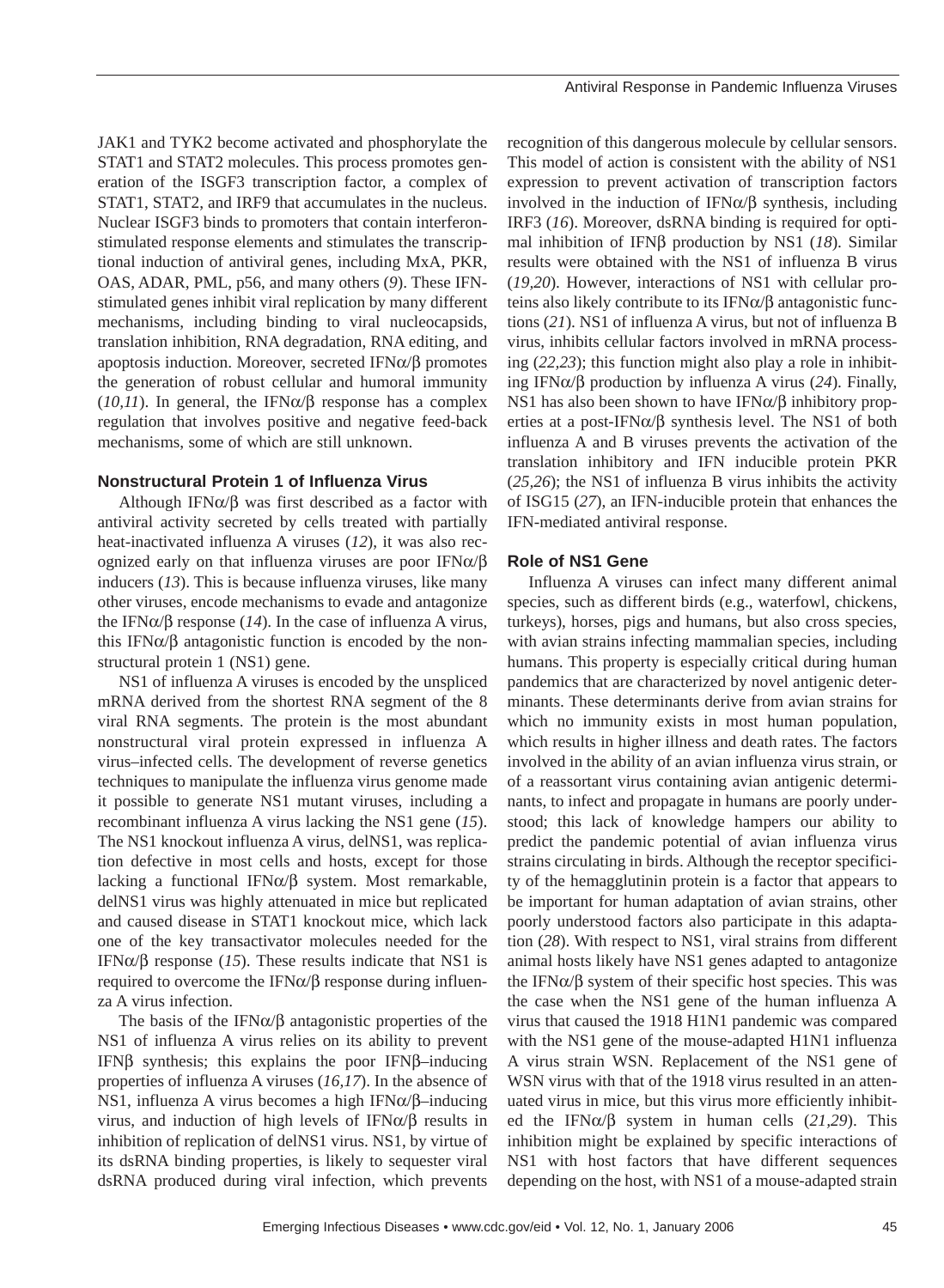JAK1 and TYK2 become activated and phosphorylate the STAT1 and STAT2 molecules. This process promotes generation of the ISGF3 transcription factor, a complex of STAT1, STAT2, and IRF9 that accumulates in the nucleus. Nuclear ISGF3 binds to promoters that contain interferon-stimulated response elements and stimulates the transcriptional induction of antiviral genes, including MxA, PKR, OAS, ADAR, PML, p56, and many others (*9*). These IFN-stimulated genes inhibit viral replication by many different mechanisms, including binding to viral nucleocapsids, translation inhibition, RNA degradation, RNA editing, and apoptosis induction. Moreover, secreted IFNα/β promotes the generation of robust cellular and humoral immunity (*10,11*). In general, the IFNα/β response has a complex regulation that involves positive and negative feed-back mechanisms, some of which are still unknown.

## Nonstructural Protein 1 of Influenza Virus

Although IFNα/β was first described as a factor with antiviral activity secreted by cells treated with partially heat-inactivated influenza A viruses (*12*), it was also recognized early on that influenza viruses are poor IFNα/β inducers (*13*). This is because influenza viruses, like many other viruses, encode mechanisms to evade and antagonize the IFNα/β response (*14*). In the case of influenza A virus, this IFNα/β antagonistic function is encoded by the nonstructural protein 1 (NS1) gene.

NS1 of influenza A viruses is encoded by the unspliced mRNA derived from the shortest RNA segment of the 8 viral RNA segments. The protein is the most abundant nonstructural viral protein expressed in influenza A virus–infected cells. The development of reverse genetics techniques to manipulate the influenza virus genome made it possible to generate NS1 mutant viruses, including a recombinant influenza A virus lacking the NS1 gene (*15*). The NS1 knockout influenza A virus, delNS1, was replication defective in most cells and hosts, except for those lacking a functional IFNα/β system. Most remarkable, delNS1 virus was highly attenuated in mice but replicated and caused disease in STAT1 knockout mice, which lack one of the key transactivator molecules needed for the IFNα/β response (*15*). These results indicate that NS1 is required to overcome the IFNα/β response during influenza A virus infection.

The basis of the IFNα/β antagonistic properties of the NS1 of influenza A virus relies on its ability to prevent IFNβ synthesis; this explains the poor IFNβ–inducing properties of influenza A viruses (*16,17*). In the absence of NS1, influenza A virus becomes a high IFNα/β–inducing virus, and induction of high levels of IFNα/β results in inhibition of replication of delNS1 virus. NS1, by virtue of its dsRNA binding properties, is likely to sequester viral dsRNA produced during viral infection, which prevents recognition of this dangerous molecule by cellular sensors. This model of action is consistent with the ability of NS1 expression to prevent activation of transcription factors involved in the induction of IFNα/β synthesis, including IRF3 (*16*). Moreover, dsRNA binding is required for optimal inhibition of IFNβ production by NS1 (*18*). Similar results were obtained with the NS1 of influenza B virus (*19,20*). However, interactions of NS1 with cellular proteins also likely contribute to its IFNα/β antagonistic functions (*21*). NS1 of influenza A virus, but not of influenza B virus, inhibits cellular factors involved in mRNA processing (*22,23*); this function might also play a role in inhibiting IFNα/β production by influenza A virus (*24*). Finally, NS1 has also been shown to have IFNα/β inhibitory properties at a post-IFNα/β synthesis level. The NS1 of both influenza A and B viruses prevents the activation of the translation inhibitory and IFN inducible protein PKR (*25,26*); the NS1 of influenza B virus inhibits the activity of ISG15 (*27*), an IFN-inducible protein that enhances the IFN-mediated antiviral response.

## Role of NS1 Gene

Influenza A viruses can infect many different animal species, such as different birds (e.g., waterfowl, chickens, turkeys), horses, pigs and humans, but also cross species, with avian strains infecting mammalian species, including humans. This property is especially critical during human pandemics that are characterized by novel antigenic determinants. These determinants derive from avian strains for which no immunity exists in most human population, which results in higher illness and death rates. The factors involved in the ability of an avian influenza virus strain, or of a reassortant virus containing avian antigenic determinants, to infect and propagate in humans are poorly understood; this lack of knowledge hampers our ability to predict the pandemic potential of avian influenza virus strains circulating in birds. Although the receptor specificity of the hemagglutinin protein is a factor that appears to be important for human adaptation of avian strains, other poorly understood factors also participate in this adaptation (*28*). With respect to NS1, viral strains from different animal hosts likely have NS1 genes adapted to antagonize the IFNα/β system of their specific host species. This was the case when the NS1 gene of the human influenza A virus that caused the 1918 H1N1 pandemic was compared with the NS1 gene of the mouse-adapted H1N1 influenza A virus strain WSN. Replacement of the NS1 gene of WSN virus with that of the 1918 virus resulted in an attenuated virus in mice, but this virus more efficiently inhibited the IFNα/β system in human cells (*21,29*). This inhibition might be explained by specific interactions of NS1 with host factors that have different sequences depending on the host, with NS1 of a mouse-adapted strain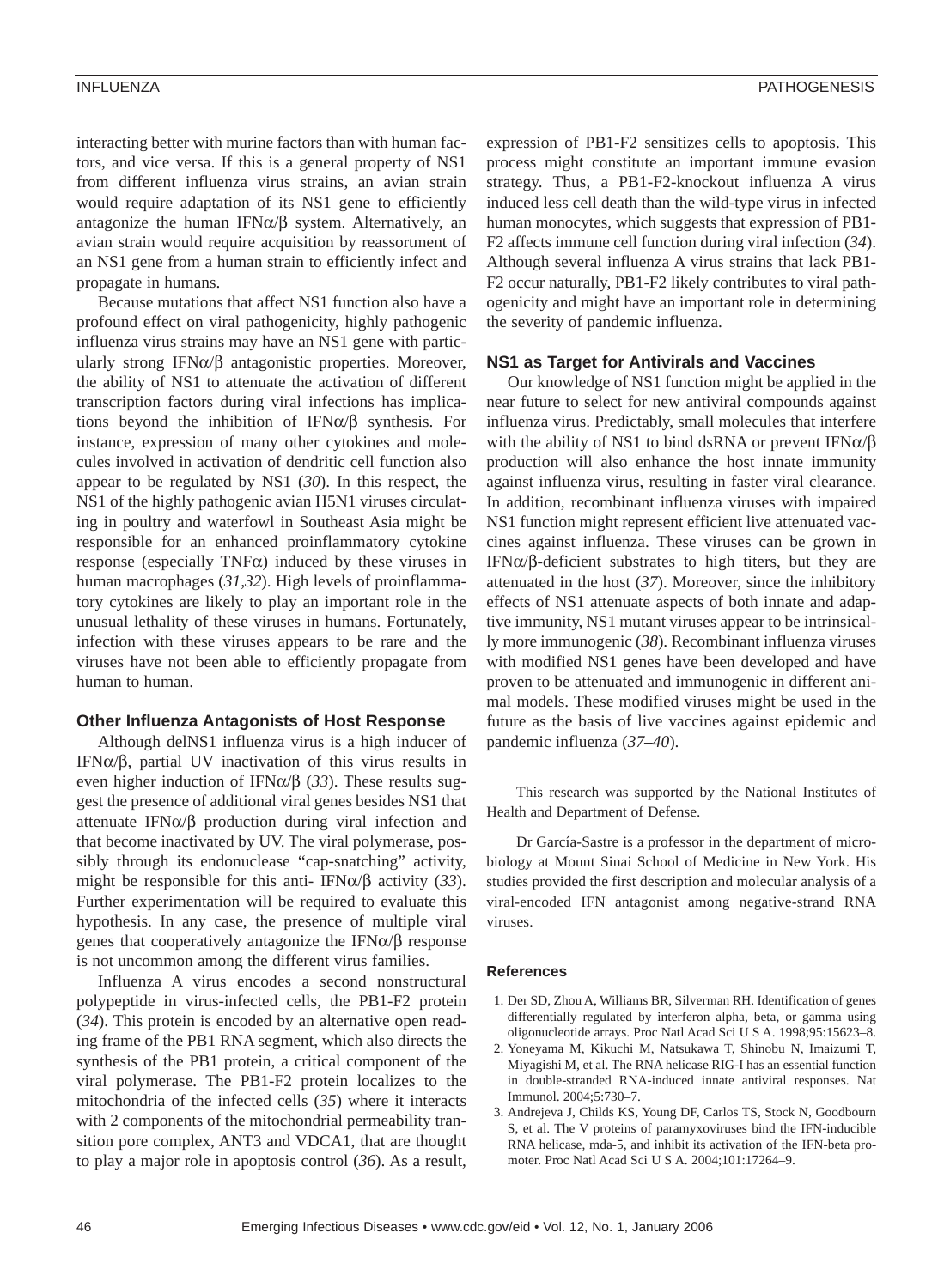interacting better with murine factors than with human factors, and vice versa. If this is a general property of NS1 from different influenza virus strains, an avian strain would require adaptation of its NS1 gene to efficiently antagonize the human IFNα/β system. Alternatively, an avian strain would require acquisition by reassortment of an NS1 gene from a human strain to efficiently infect and propagate in humans.

Because mutations that affect NS1 function also have a profound effect on viral pathogenicity, highly pathogenic influenza virus strains may have an NS1 gene with particularly strong IFNα/β antagonistic properties. Moreover, the ability of NS1 to attenuate the activation of different transcription factors during viral infections has implications beyond the inhibition of IFNα/β synthesis. For instance, expression of many other cytokines and molecules involved in activation of dendritic cell function also appear to be regulated by NS1 (*30*). In this respect, the NS1 of the highly pathogenic avian H5N1 viruses circulating in poultry and waterfowl in Southeast Asia might be responsible for an enhanced proinflammatory cytokine response (especially TNFα) induced by these viruses in human macrophages (*31,32*). High levels of proinflammatory cytokines are likely to play an important role in the unusual lethality of these viruses in humans. Fortunately, infection with these viruses appears to be rare and the viruses have not been able to efficiently propagate from human to human.

## Other Influenza Antagonists of Host Response

Although delNS1 influenza virus is a high inducer of IFNα/β, partial UV inactivation of this virus results in even higher induction of IFNα/β (*33*). These results suggest the presence of additional viral genes besides NS1 that attenuate IFNα/β production during viral infection and that become inactivated by UV. The viral polymerase, possibly through its endonuclease "cap-snatching" activity, might be responsible for this anti- IFNα/β activity (*33*). Further experimentation will be required to evaluate this hypothesis. In any case, the presence of multiple viral genes that cooperatively antagonize the IFNα/β response is not uncommon among the different virus families.

Influenza A virus encodes a second nonstructural polypeptide in virus-infected cells, the PB1-F2 protein (*34*). This protein is encoded by an alternative open reading frame of the PB1 RNA segment, which also directs the synthesis of the PB1 protein, a critical component of the viral polymerase. The PB1-F2 protein localizes to the mitochondria of the infected cells (*35*) where it interacts with 2 components of the mitochondrial permeability transition pore complex, ANT3 and VDCA1, that are thought to play a major role in apoptosis control (*36*). As a result, expression of PB1-F2 sensitizes cells to apoptosis. This process might constitute an important immune evasion strategy. Thus, a PB1-F2-knockout influenza A virus induced less cell death than the wild-type virus in infected human monocytes, which suggests that expression of PB1-F2 affects immune cell function during viral infection (*34*). Although several influenza A virus strains that lack PB1-F2 occur naturally, PB1-F2 likely contributes to viral pathogenicity and might have an important role in determining the severity of pandemic influenza.

## NS1 as Target for Antivirals and Vaccines

Our knowledge of NS1 function might be applied in the near future to select for new antiviral compounds against influenza virus. Predictably, small molecules that interfere with the ability of NS1 to bind dsRNA or prevent IFNα/β production will also enhance the host innate immunity against influenza virus, resulting in faster viral clearance. In addition, recombinant influenza viruses with impaired NS1 function might represent efficient live attenuated vaccines against influenza. These viruses can be grown in IFNα/β-deficient substrates to high titers, but they are attenuated in the host (*37*). Moreover, since the inhibitory effects of NS1 attenuate aspects of both innate and adaptive immunity, NS1 mutant viruses appear to be intrinsically more immunogenic (*38*). Recombinant influenza viruses with modified NS1 genes have been developed and have proven to be attenuated and immunogenic in different animal models. These modified viruses might be used in the future as the basis of live vaccines against epidemic and pandemic influenza (*37–40*).

This research was supported by the National Institutes of Health and Department of Defense.

Dr García-Sastre is a professor in the department of microbiology at Mount Sinai School of Medicine in New York. His studies provided the first description and molecular analysis of a viral-encoded IFN antagonist among negative-strand RNA viruses.

### References

1. Der SD, Zhou A, Williams BR, Silverman RH. Identification of genes differentially regulated by interferon alpha, beta, or gamma using oligonucleotide arrays. Proc Natl Acad Sci U S A. 1998;95:15623–8.
2. Yoneyama M, Kikuchi M, Natsukawa T, Shinobu N, Imaizumi T, Miyagishi M, et al. The RNA helicase RIG-I has an essential function in double-stranded RNA-induced innate antiviral responses. Nat Immunol. 2004;5:730–7.
3. Andrejeva J, Childs KS, Young DF, Carlos TS, Stock N, Goodbourn S, et al. The V proteins of paramyxoviruses bind the IFN-inducible RNA helicase, mda-5, and inhibit its activation of the IFN-beta promoter. Proc Natl Acad Sci U S A. 2004;101:17264–9.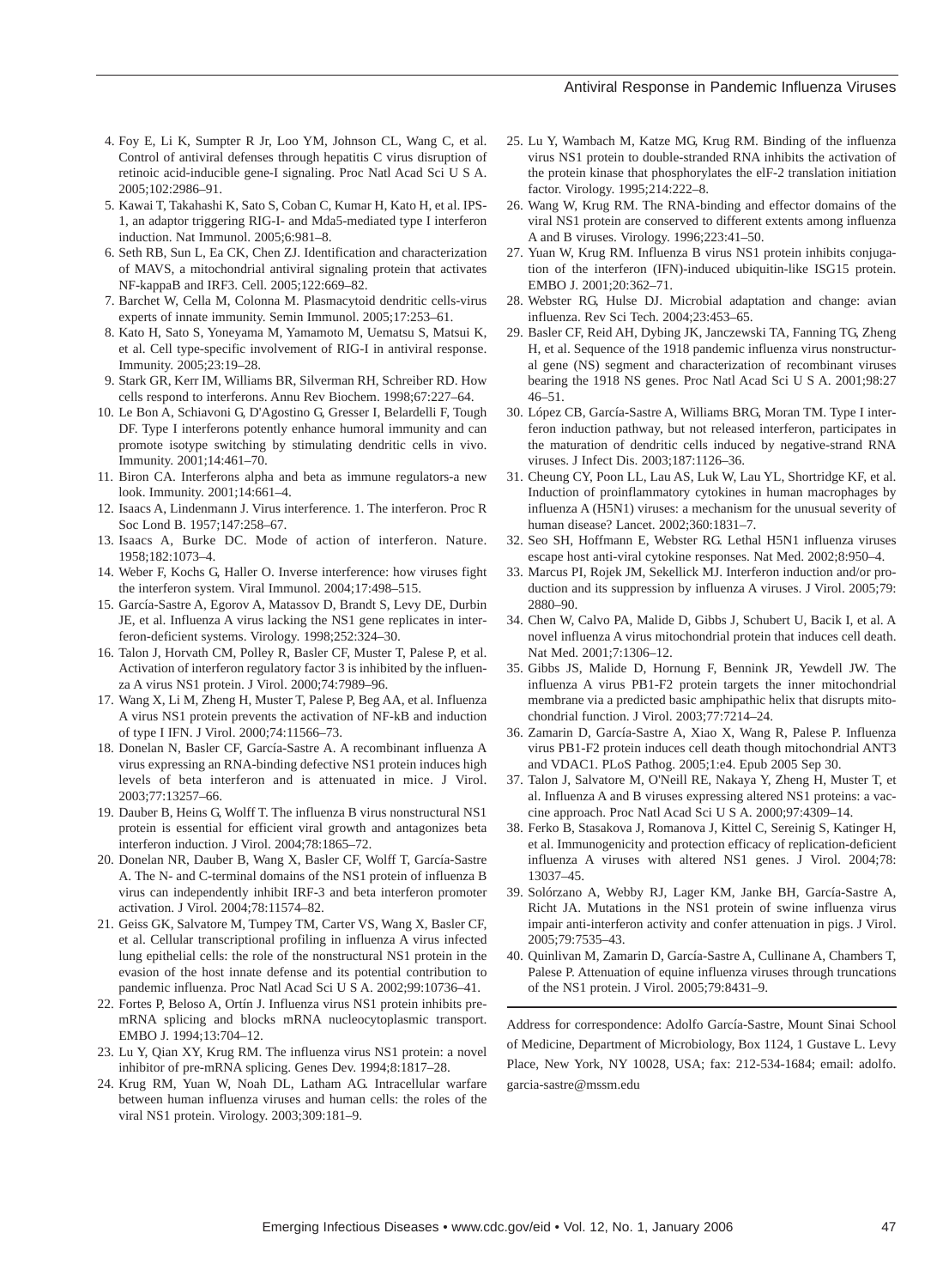4. Foy E, Li K, Sumpter R Jr, Loo YM, Johnson CL, Wang C, et al. Control of antiviral defenses through hepatitis C virus disruption of retinoic acid-inducible gene-I signaling. Proc Natl Acad Sci U S A. 2005;102:2986–91.
5. Kawai T, Takahashi K, Sato S, Coban C, Kumar H, Kato H, et al. IPS-1, an adaptor triggering RIG-I- and Mda5-mediated type I interferon induction. Nat Immunol. 2005;6:981–8.
6. Seth RB, Sun L, Ea CK, Chen ZJ. Identification and characterization of MAVS, a mitochondrial antiviral signaling protein that activates NF-kappaB and IRF3. Cell. 2005;122:669–82.
7. Barchet W, Cella M, Colonna M. Plasmacytoid dendritic cells-virus experts of innate immunity. Semin Immunol. 2005;17:253–61.
8. Kato H, Sato S, Yoneyama M, Yamamoto M, Uematsu S, Matsui K, et al. Cell type-specific involvement of RIG-I in antiviral response. Immunity. 2005;23:19–28.
9. Stark GR, Kerr IM, Williams BR, Silverman RH, Schreiber RD. How cells respond to interferons. Annu Rev Biochem. 1998;67:227–64.
10. Le Bon A, Schiavoni G, D'Agostino G, Gresser I, Belardelli F, Tough DF. Type I interferons potently enhance humoral immunity and can promote isotype switching by stimulating dendritic cells in vivo. Immunity. 2001;14:461–70.
11. Biron CA. Interferons alpha and beta as immune regulators-a new look. Immunity. 2001;14:661–4.
12. Isaacs A, Lindenmann J. Virus interference. 1. The interferon. Proc R Soc Lond B. 1957;147:258–67.
13. Isaacs A, Burke DC. Mode of action of interferon. Nature. 1958;182:1073–4.
14. Weber F, Kochs G, Haller O. Inverse interference: how viruses fight the interferon system. Viral Immunol. 2004;17:498–515.
15. García-Sastre A, Egorov A, Matassov D, Brandt S, Levy DE, Durbin JE, et al. Influenza A virus lacking the NS1 gene replicates in interferon-deficient systems. Virology. 1998;252:324–30.
16. Talon J, Horvath CM, Polley R, Basler CF, Muster T, Palese P, et al. Activation of interferon regulatory factor 3 is inhibited by the influenza A virus NS1 protein. J Virol. 2000;74:7989–96.
17. Wang X, Li M, Zheng H, Muster T, Palese P, Beg AA, et al. Influenza A virus NS1 protein prevents the activation of NF-kB and induction of type I IFN. J Virol. 2000;74:11566–73.
18. Donelan N, Basler CF, García-Sastre A. A recombinant influenza A virus expressing an RNA-binding defective NS1 protein induces high levels of beta interferon and is attenuated in mice. J Virol. 2003;77:13257–66.
19. Dauber B, Heins G, Wolff T. The influenza B virus nonstructural NS1 protein is essential for efficient viral growth and antagonizes beta interferon induction. J Virol. 2004;78:1865–72.
20. Donelan NR, Dauber B, Wang X, Basler CF, Wolff T, García-Sastre A. The N- and C-terminal domains of the NS1 protein of influenza B virus can independently inhibit IRF-3 and beta interferon promoter activation. J Virol. 2004;78:11574–82.
21. Geiss GK, Salvatore M, Tumpey TM, Carter VS, Wang X, Basler CF, et al. Cellular transcriptional profiling in influenza A virus infected lung epithelial cells: the role of the nonstructural NS1 protein in the evasion of the host innate defense and its potential contribution to pandemic influenza. Proc Natl Acad Sci U S A. 2002;99:10736–41.
22. Fortes P, Beloso A, Ortín J. Influenza virus NS1 protein inhibits pre-mRNA splicing and blocks mRNA nucleocytoplasmic transport. EMBO J. 1994;13:704–12.
23. Lu Y, Qian XY, Krug RM. The influenza virus NS1 protein: a novel inhibitor of pre-mRNA splicing. Genes Dev. 1994;8:1817–28.
24. Krug RM, Yuan W, Noah DL, Latham AG. Intracellular warfare between human influenza viruses and human cells: the roles of the viral NS1 protein. Virology. 2003;309:181–9.
25. Lu Y, Wambach M, Katze MG, Krug RM. Binding of the influenza virus NS1 protein to double-stranded RNA inhibits the activation of the protein kinase that phosphorylates the elF-2 translation initiation factor. Virology. 1995;214:222–8.
26. Wang W, Krug RM. The RNA-binding and effector domains of the viral NS1 protein are conserved to different extents among influenza A and B viruses. Virology. 1996;223:41–50.
27. Yuan W, Krug RM. Influenza B virus NS1 protein inhibits conjugation of the interferon (IFN)-induced ubiquitin-like ISG15 protein. EMBO J. 2001;20:362–71.
28. Webster RG, Hulse DJ. Microbial adaptation and change: avian influenza. Rev Sci Tech. 2004;23:453–65.
29. Basler CF, Reid AH, Dybing JK, Janczewski TA, Fanning TG, Zheng H, et al. Sequence of the 1918 pandemic influenza virus nonstructural gene (NS) segment and characterization of recombinant viruses bearing the 1918 NS genes. Proc Natl Acad Sci U S A. 2001;98:2746–51.
30. López CB, García-Sastre A, Williams BRG, Moran TM. Type I interferon induction pathway, but not released interferon, participates in the maturation of dendritic cells induced by negative-strand RNA viruses. J Infect Dis. 2003;187:1126–36.
31. Cheung CY, Poon LL, Lau AS, Luk W, Lau YL, Shortridge KF, et al. Induction of proinflammatory cytokines in human macrophages by influenza A (H5N1) viruses: a mechanism for the unusual severity of human disease? Lancet. 2002;360:1831–7.
32. Seo SH, Hoffmann E, Webster RG. Lethal H5N1 influenza viruses escape host anti-viral cytokine responses. Nat Med. 2002;8:950–4.
33. Marcus PI, Rojek JM, Sekellick MJ. Interferon induction and/or production and its suppression by influenza A viruses. J Virol. 2005;79:2880–90.
34. Chen W, Calvo PA, Malide D, Gibbs J, Schubert U, Bacik I, et al. A novel influenza A virus mitochondrial protein that induces cell death. Nat Med. 2001;7:1306–12.
35. Gibbs JS, Malide D, Hornung F, Bennink JR, Yewdell JW. The influenza A virus PB1-F2 protein targets the inner mitochondrial membrane via a predicted basic amphipathic helix that disrupts mitochondrial function. J Virol. 2003;77:7214–24.
36. Zamarin D, García-Sastre A, Xiao X, Wang R, Palese P. Influenza virus PB1-F2 protein induces cell death though mitochondrial ANT3 and VDAC1. PLoS Pathog. 2005;1:e4. Epub 2005 Sep 30.
37. Talon J, Salvatore M, O'Neill RE, Nakaya Y, Zheng H, Muster T, et al. Influenza A and B viruses expressing altered NS1 proteins: a vaccine approach. Proc Natl Acad Sci U S A. 2000;97:4309–14.
38. Ferko B, Stasakova J, Romanova J, Kittel C, Sereinig S, Katinger H, et al. Immunogenicity and protection efficacy of replication-deficient influenza A viruses with altered NS1 genes. J Virol. 2004;78:13037–45.
39. Solórzano A, Webby RJ, Lager KM, Janke BH, García-Sastre A, Richt JA. Mutations in the NS1 protein of swine influenza virus impair anti-interferon activity and confer attenuation in pigs. J Virol. 2005;79:7535–43.
40. Quinlivan M, Zamarin D, García-Sastre A, Cullinane A, Chambers T, Palese P. Attenuation of equine influenza viruses through truncations of the NS1 protein. J Virol. 2005;79:8431–9.

Address for correspondence: Adolfo García-Sastre, Mount Sinai School of Medicine, Department of Microbiology, Box 1124, 1 Gustave L. Levy Place, New York, NY 10028, USA; fax: 212-534-1684; email: adolfo.garcia-sastre@mssm.edu